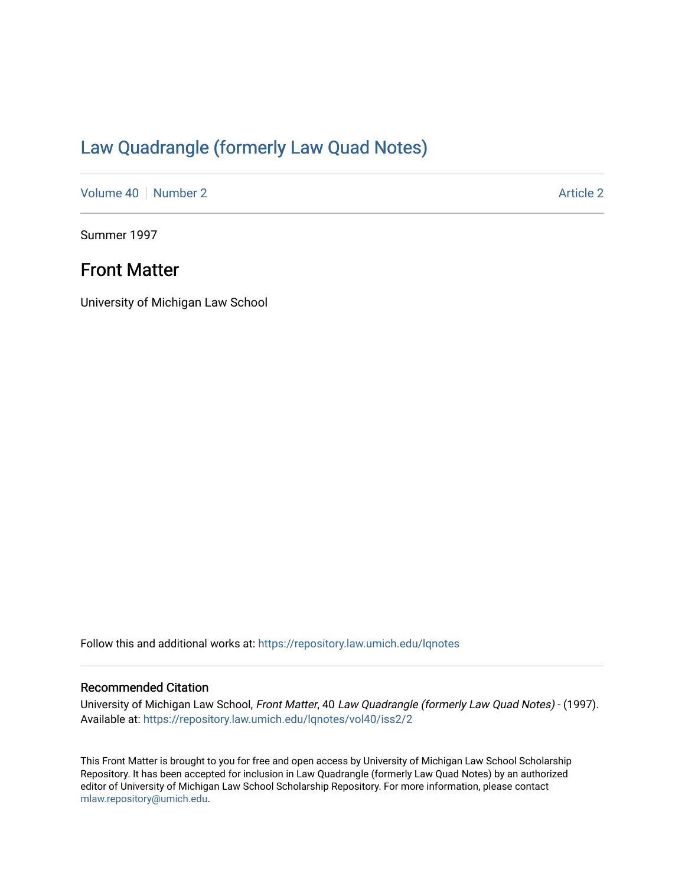# Law Quadrangle (formerly Law Quad Notes)

Volume 40 | Number 2 — Article 2

Summer 1997

## Front Matter

University of Michigan Law School

Follow this and additional works at: https://repository.law.umich.edu/lqnotes

### Recommended Citation

University of Michigan Law School, *Front Matter*, 40 *Law Quadrangle (formerly Law Quad Notes)* - (1997).
Available at: https://repository.law.umich.edu/lqnotes/vol40/iss2/2

This Front Matter is brought to you for free and open access by University of Michigan Law School Scholarship Repository. It has been accepted for inclusion in Law Quadrangle (formerly Law Quad Notes) by an authorized editor of University of Michigan Law School Scholarship Repository. For more information, please contact mlaw.repository@umich.edu.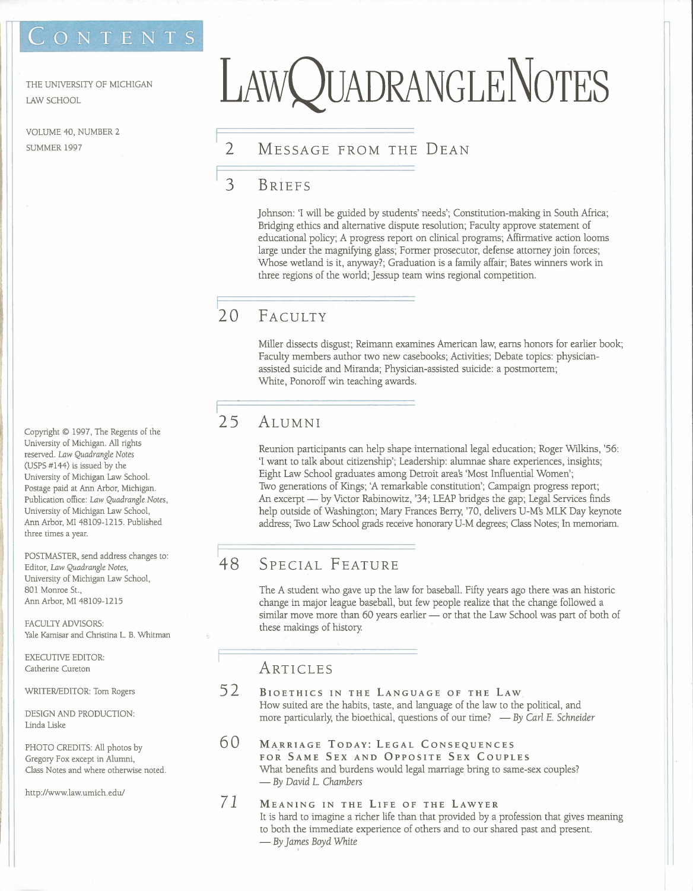# CONTENTS

THE UNIVERSITY OF MICHIGAN
LAW SCHOOL

VOLUME 40, NUMBER 2
SUMMER 1997

# LAW QUADRANGLE NOTES

## 2 MESSAGE FROM THE DEAN

## 3 BRIEFS

Johnson: 'I will be guided by students' needs'; Constitution-making in South Africa; Bridging ethics and alternative dispute resolution; Faculty approve statement of educational policy; A progress report on clinical programs; Affirmative action looms large under the magnifying glass; Former prosecutor, defense attorney join forces; Whose wetland is it, anyway?; Graduation is a family affair; Bates winners work in three regions of the world; Jessup team wins regional competition.

## 20 FACULTY

Miller dissects disgust; Reimann examines American law, earns honors for earlier book; Faculty members author two new casebooks; Activities; Debate topics: physician-assisted suicide and Miranda; Physician-assisted suicide: a postmortem; White, Ponoroff win teaching awards.

## 25 ALUMNI

Reunion participants can help shape international legal education; Roger Wilkins, '56: 'I want to talk about citizenship'; Leadership: alumnae share experiences, insights; Eight Law School graduates among Detroit area's 'Most Influential Women'; Two generations of Kings; 'A remarkable constitution'; Campaign progress report; An excerpt — by Victor Rabinowitz, '34; LEAP bridges the gap; Legal Services finds help outside of Washington; Mary Frances Berry, '70, delivers U-M's MLK Day keynote address; Two Law School grads receive honorary U-M degrees; Class Notes; In memoriam.

## 48 SPECIAL FEATURE

The A student who gave up the law for baseball. Fifty years ago there was an historic change in major league baseball, but few people realize that the change followed a similar move more than 60 years earlier — or that the Law School was part of both of these makings of history.

## ARTICLES

**52 BIOETHICS IN THE LANGUAGE OF THE LAW**
How suited are the habits, taste, and language of the law to the political, and more particularly, the bioethical, questions of our time? — *By Carl E. Schneider*

**60 MARRIAGE TODAY: LEGAL CONSEQUENCES FOR SAME SEX AND OPPOSITE SEX COUPLES**
What benefits and burdens would legal marriage bring to same-sex couples? — *By David L. Chambers*

**71 MEANING IN THE LIFE OF THE LAWYER**
It is hard to imagine a richer life than that provided by a profession that gives meaning to both the immediate experience of others and to our shared past and present. — *By James Boyd White*

Copyright © 1997, The Regents of the University of Michigan. All rights reserved. *Law Quadrangle Notes* (USPS #144) is issued by the University of Michigan Law School. Postage paid at Ann Arbor, Michigan. Publication office: *Law Quadrangle Notes*, University of Michigan Law School, Ann Arbor, MI 48109-1215. Published three times a year.

POSTMASTER, send address changes to: Editor, *Law Quadrangle Notes*, University of Michigan Law School, 801 Monroe St., Ann Arbor, MI 48109-1215

FACULTY ADVISORS:
Yale Kamisar and Christina L. B. Whitman

EXECUTIVE EDITOR:
Catherine Cureton

WRITER/EDITOR: Tom Rogers

DESIGN AND PRODUCTION:
Linda Liske

PHOTO CREDITS: All photos by Gregory Fox except in Alumni, Class Notes and where otherwise noted.

http://www.law.umich.edu/